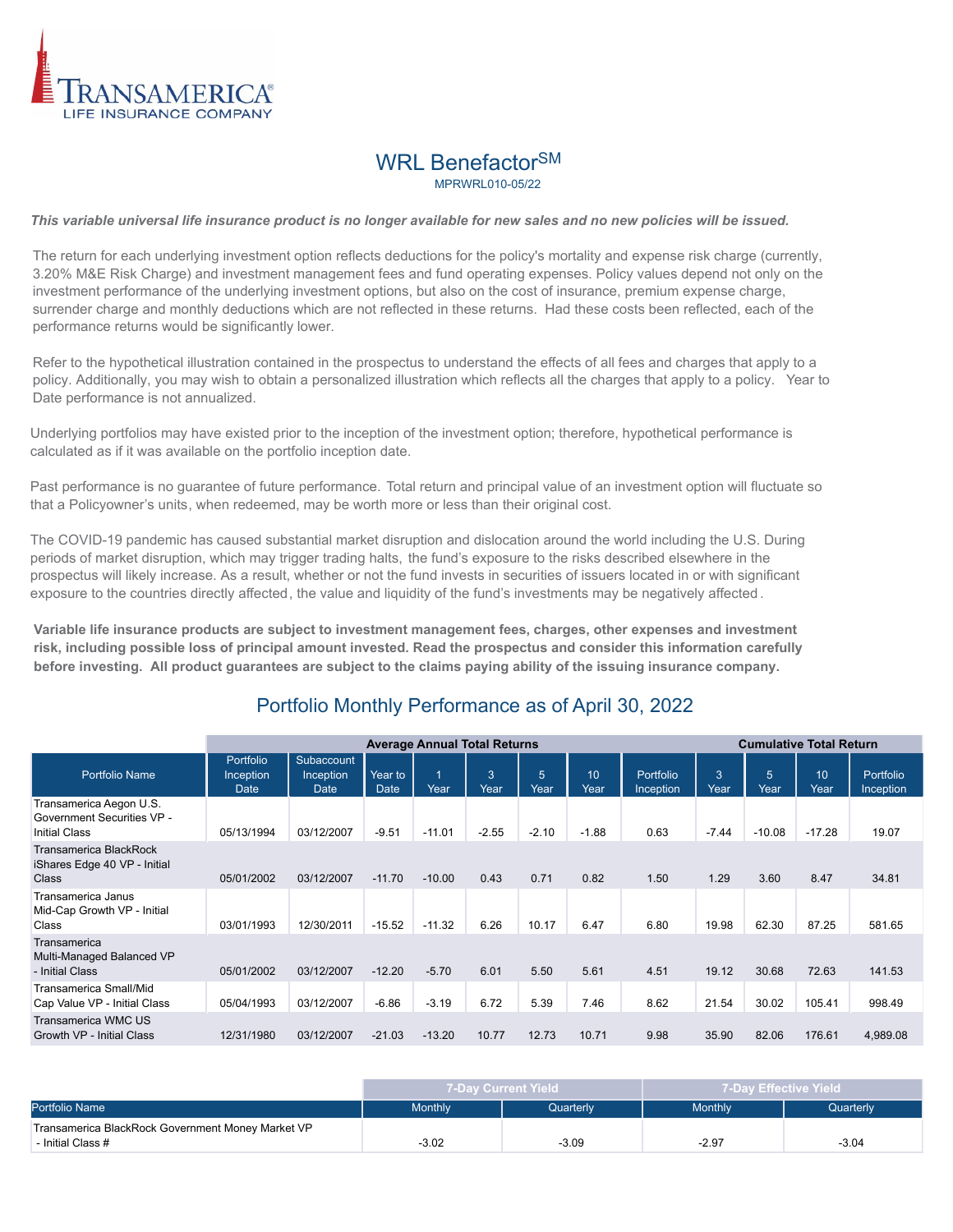TRANSAMERICA®
LIFE INSURANCE COMPANY

# WRL Benefactor[SM]

MPRWRL010-05/22

***This variable universal life insurance product is no longer available for new sales and no new policies will be issued.***

The return for each underlying investment option reflects deductions for the policy's mortality and expense risk charge (currently, 3.20% M&E Risk Charge) and investment management fees and fund operating expenses. Policy values depend not only on the investment performance of the underlying investment options, but also on the cost of insurance, premium expense charge, surrender charge and monthly deductions which are not reflected in these returns. Had these costs been reflected, each of the performance returns would be significantly lower.

Refer to the hypothetical illustration contained in the prospectus to understand the effects of all fees and charges that apply to a policy. Additionally, you may wish to obtain a personalized illustration which reflects all the charges that apply to a policy. Year to Date performance is not annualized.

Underlying portfolios may have existed prior to the inception of the investment option; therefore, hypothetical performance is calculated as if it was available on the portfolio inception date.

Past performance is no guarantee of future performance. Total return and principal value of an investment option will fluctuate so that a Policyowner's units, when redeemed, may be worth more or less than their original cost.

The COVID-19 pandemic has caused substantial market disruption and dislocation around the world including the U.S. During periods of market disruption, which may trigger trading halts, the fund's exposure to the risks described elsewhere in the prospectus will likely increase. As a result, whether or not the fund invests in securities of issuers located in or with significant exposure to the countries directly affected, the value and liquidity of the fund's investments may be negatively affected.

**Variable life insurance products are subject to investment management fees, charges, other expenses and investment risk, including possible loss of principal amount invested. Read the prospectus and consider this information carefully before investing. All product guarantees are subject to the claims paying ability of the issuing insurance company.**

## Portfolio Monthly Performance as of April 30, 2022

| | | | Average Annual Total Returns | | | | | | Cumulative Total Return | | | |
|---|---|---|---|---|---|---|---|---|---|---|---|---|
| Portfolio Name | Portfolio Inception Date | Subaccount Inception Date | Year to Date | 1 Year | 3 Year | 5 Year | 10 Year | Portfolio Inception | 3 Year | 5 Year | 10 Year | Portfolio Inception |
| Transamerica Aegon U.S. Government Securities VP - Initial Class | 05/13/1994 | 03/12/2007 | -9.51 | -11.01 | -2.55 | -2.10 | -1.88 | 0.63 | -7.44 | -10.08 | -17.28 | 19.07 |
| Transamerica BlackRock iShares Edge 40 VP - Initial Class | 05/01/2002 | 03/12/2007 | -11.70 | -10.00 | 0.43 | 0.71 | 0.82 | 1.50 | 1.29 | 3.60 | 8.47 | 34.81 |
| Transamerica Janus Mid-Cap Growth VP - Initial Class | 03/01/1993 | 12/30/2011 | -15.52 | -11.32 | 6.26 | 10.17 | 6.47 | 6.80 | 19.98 | 62.30 | 87.25 | 581.65 |
| Transamerica Multi-Managed Balanced VP - Initial Class | 05/01/2002 | 03/12/2007 | -12.20 | -5.70 | 6.01 | 5.50 | 5.61 | 4.51 | 19.12 | 30.68 | 72.63 | 141.53 |
| Transamerica Small/Mid Cap Value VP - Initial Class | 05/04/1993 | 03/12/2007 | -6.86 | -3.19 | 6.72 | 5.39 | 7.46 | 8.62 | 21.54 | 30.02 | 105.41 | 998.49 |
| Transamerica WMC US Growth VP - Initial Class | 12/31/1980 | 03/12/2007 | -21.03 | -13.20 | 10.77 | 12.73 | 10.71 | 9.98 | 35.90 | 82.06 | 176.61 | 4,989.08 |

| | 7-Day Current Yield | | 7-Day Effective Yield | |
|---|---|---|---|---|
| Portfolio Name | Monthly | Quarterly | Monthly | Quarterly |
| Transamerica BlackRock Government Money Market VP - Initial Class # | -3.02 | -3.09 | -2.97 | -3.04 |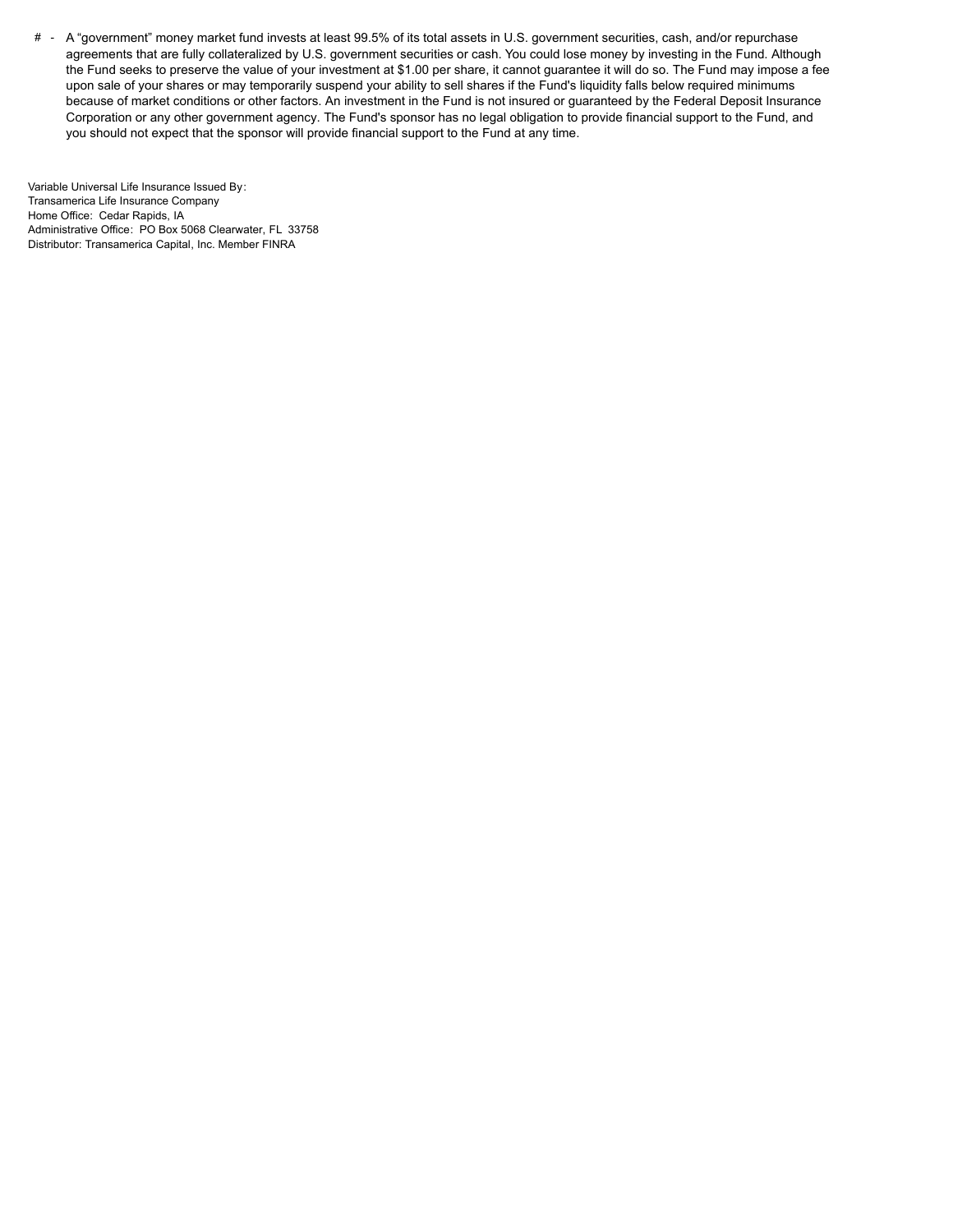# - A “government” money market fund invests at least 99.5% of its total assets in U.S. government securities, cash, and/or repurchase agreements that are fully collateralized by U.S. government securities or cash. You could lose money by investing in the Fund. Although the Fund seeks to preserve the value of your investment at $1.00 per share, it cannot guarantee it will do so. The Fund may impose a fee upon sale of your shares or may temporarily suspend your ability to sell shares if the Fund's liquidity falls below required minimums because of market conditions or other factors. An investment in the Fund is not insured or guaranteed by the Federal Deposit Insurance Corporation or any other government agency. The Fund's sponsor has no legal obligation to provide financial support to the Fund, and you should not expect that the sponsor will provide financial support to the Fund at any time.

Variable Universal Life Insurance Issued By:
Transamerica Life Insurance Company
Home Office: Cedar Rapids, IA
Administrative Office: PO Box 5068 Clearwater, FL 33758
Distributor: Transamerica Capital, Inc. Member FINRA